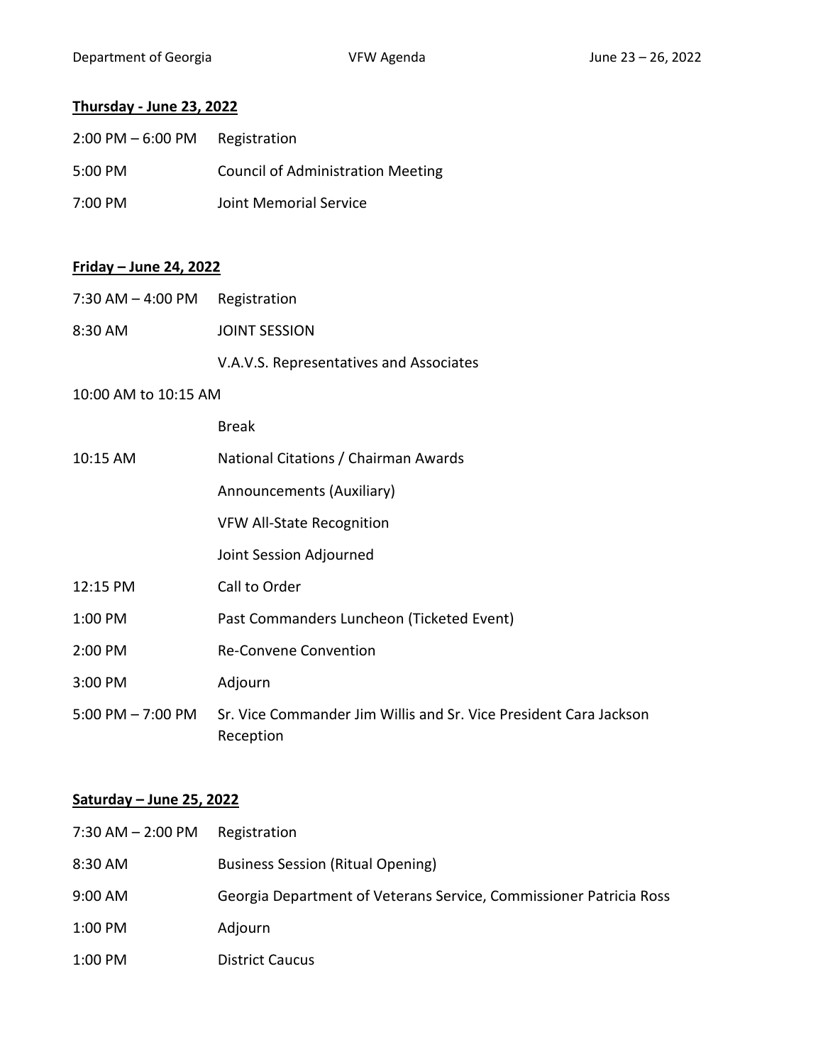**Thursday - June 23, 2022**

| | |
|---|---|
| 2:00 PM – 6:00 PM | Registration |
| 5:00 PM | Council of Administration Meeting |
| 7:00 PM | Joint Memorial Service |

**Friday – June 24, 2022**

| | |
|---|---|
| 7:30 AM – 4:00 PM | Registration |
| 8:30 AM | JOINT SESSION |
| | V.A.V.S. Representatives and Associates |
| 10:00 AM to 10:15 AM | |
| | Break |
| 10:15 AM | National Citations / Chairman Awards |
| | Announcements (Auxiliary) |
| | VFW All-State Recognition |
| | Joint Session Adjourned |
| 12:15 PM | Call to Order |
| 1:00 PM | Past Commanders Luncheon (Ticketed Event) |
| 2:00 PM | Re-Convene Convention |
| 3:00 PM | Adjourn |
| 5:00 PM – 7:00 PM | Sr. Vice Commander Jim Willis and Sr. Vice President Cara Jackson Reception |

**Saturday – June 25, 2022**

| | |
|---|---|
| 7:30 AM – 2:00 PM | Registration |
| 8:30 AM | Business Session (Ritual Opening) |
| 9:00 AM | Georgia Department of Veterans Service, Commissioner Patricia Ross |
| 1:00 PM | Adjourn |
| 1:00 PM | District Caucus |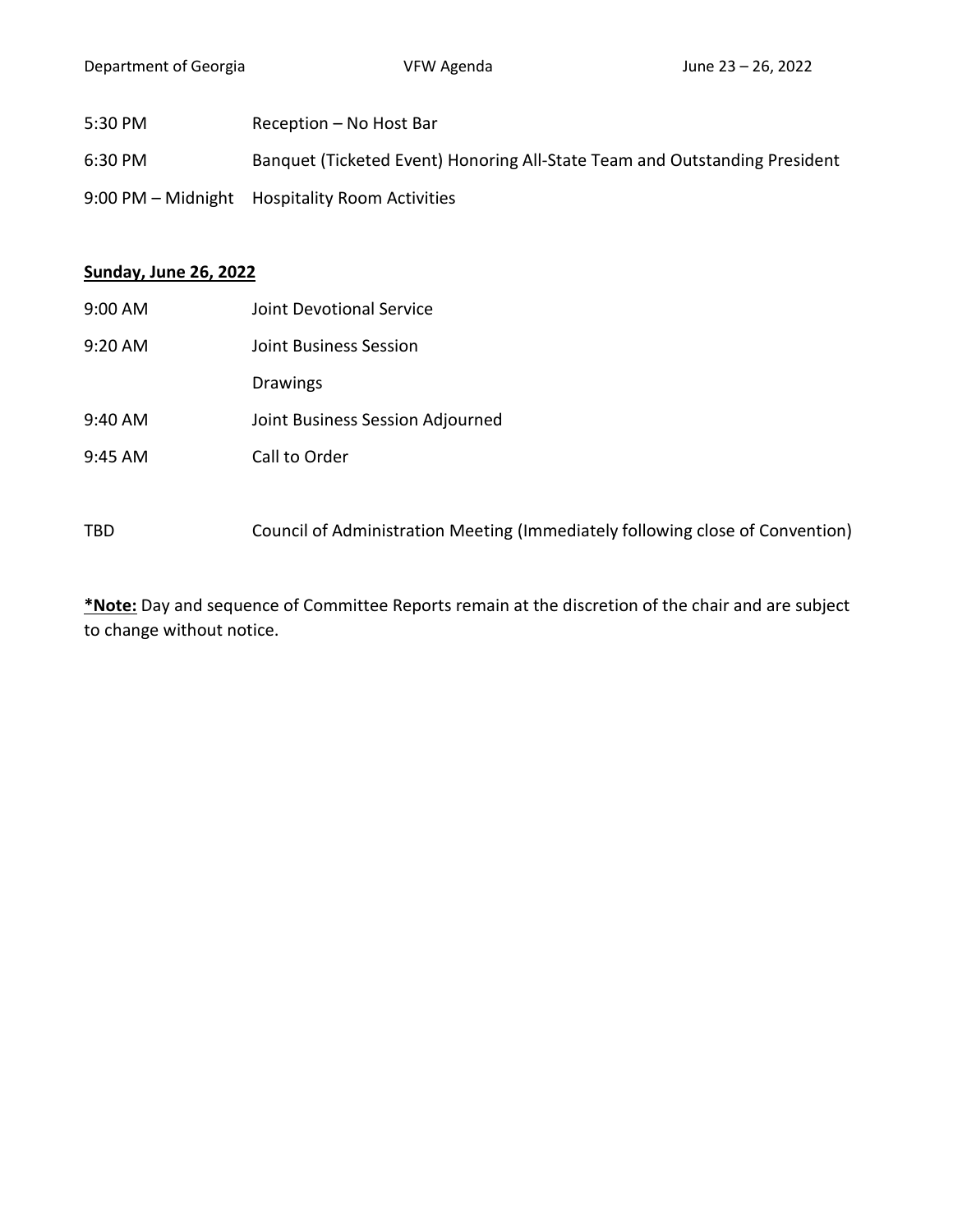| | |
|---|---|
| 5:30 PM | Reception – No Host Bar |
| 6:30 PM | Banquet (Ticketed Event) Honoring All-State Team and Outstanding President |
| 9:00 PM – Midnight | Hospitality Room Activities |

**Sunday, June 26, 2022**

| | |
|---|---|
| 9:00 AM | Joint Devotional Service |
| 9:20 AM | Joint Business Session |
| | Drawings |
| 9:40 AM | Joint Business Session Adjourned |
| 9:45 AM | Call to Order |
| | |
| TBD | Council of Administration Meeting (Immediately following close of Convention) |

**\*Note:** Day and sequence of Committee Reports remain at the discretion of the chair and are subject to change without notice.